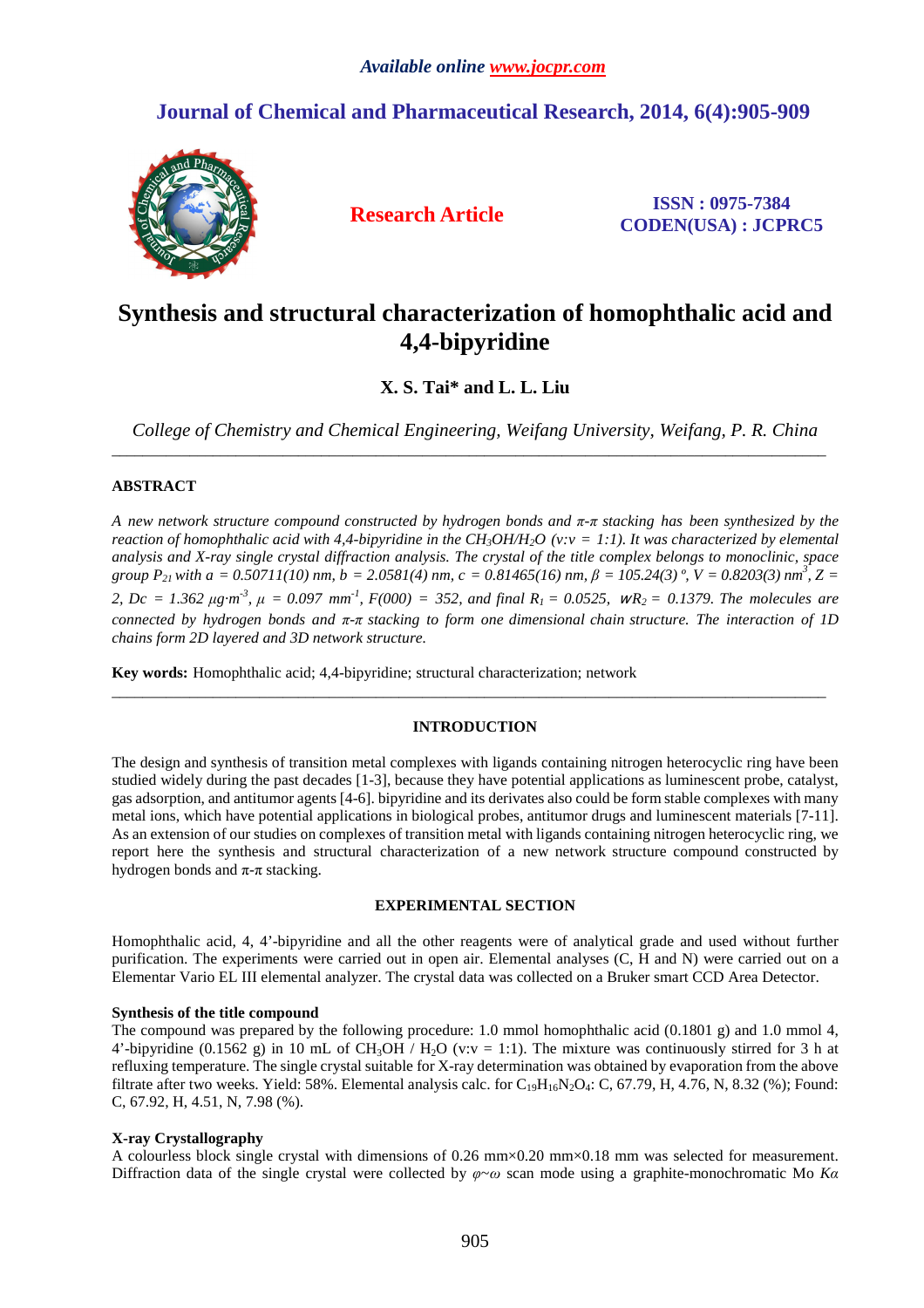*Available online www.jocpr.com*

## Journal of Chemical and Pharmaceutical Research, 2014, 6(4):905-909

**Research Article**

**ISSN : 0975-7384**
**CODEN(USA) : JCPRC5**

# Synthesis and structural characterization of homophthalic acid and 4,4-bipyridine

**X. S. Tai\* and L. L. Liu**

*College of Chemistry and Chemical Engineering, Weifang University, Weifang, P. R. China*

---

### ABSTRACT

*A new network structure compound constructed by hydrogen bonds and π-π stacking has been synthesized by the reaction of homophthalic acid with 4,4-bipyridine in the $CH_3OH/H_2O$ (v:v = 1:1). It was characterized by elemental analysis and X-ray single crystal diffraction analysis. The crystal of the title complex belongs to monoclinic, space group $P_{21}$ with a = 0.50711(10) nm, b = 2.0581(4) nm, c = 0.81465(16) nm, β = 105.24(3) º, V = 0.8203(3) $nm^3$, Z = 2, Dc = 1.362 $\mu g \cdot m^{-3}$, μ = 0.097 $mm^{-1}$, F(000) = 352, and final $R_1$ = 0.0525, $wR_2$ = 0.1379. The molecules are connected by hydrogen bonds and π-π stacking to form one dimensional chain structure. The interaction of 1D chains form 2D layered and 3D network structure.*

**Key words:** Homophthalic acid; 4,4-bipyridine; structural characterization; network

---

### INTRODUCTION

The design and synthesis of transition metal complexes with ligands containing nitrogen heterocyclic ring have been studied widely during the past decades [1-3], because they have potential applications as luminescent probe, catalyst, gas adsorption, and antitumor agents [4-6]. bipyridine and its derivates also could be form stable complexes with many metal ions, which have potential applications in biological probes, antitumor drugs and luminescent materials [7-11]. As an extension of our studies on complexes of transition metal with ligands containing nitrogen heterocyclic ring, we report here the synthesis and structural characterization of a new network structure compound constructed by hydrogen bonds and π-π stacking.

### EXPERIMENTAL SECTION

Homophthalic acid, 4, 4'-bipyridine and all the other reagents were of analytical grade and used without further purification. The experiments were carried out in open air. Elemental analyses (C, H and N) were carried out on a Elementar Vario EL III elemental analyzer. The crystal data was collected on a Bruker smart CCD Area Detector.

#### Synthesis of the title compound

The compound was prepared by the following procedure: 1.0 mmol homophthalic acid (0.1801 g) and 1.0 mmol 4, 4'-bipyridine (0.1562 g) in 10 mL of $CH_3OH$ / $H_2O$ (v:v = 1:1). The mixture was continuously stirred for 3 h at refluxing temperature. The single crystal suitable for X-ray determination was obtained by evaporation from the above filtrate after two weeks. Yield: 58%. Elemental analysis calc. for $C_{19}H_{16}N_2O_4$: C, 67.79, H, 4.76, N, 8.32 (%); Found: C, 67.92, H, 4.51, N, 7.98 (%).

#### X-ray Crystallography

A colourless block single crystal with dimensions of 0.26 mm×0.20 mm×0.18 mm was selected for measurement. Diffraction data of the single crystal were collected by $\varphi \sim \omega$ scan mode using a graphite-monochromatic Mo *Kα*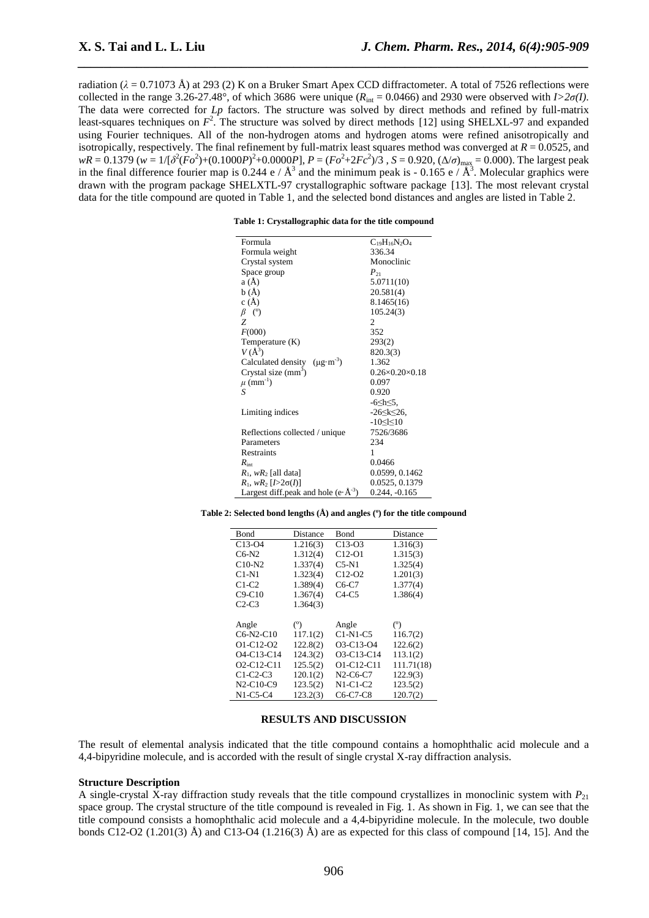radiation ($\lambda$ = 0.71073 Å) at 293 (2) K on a Bruker Smart Apex CCD diffractometer. A total of 7526 reflections were collected in the range 3.26-27.48°, of which 3686 were unique ($R_{int}$ = 0.0466) and 2930 were observed with $I>2\sigma(I)$. The data were corrected for *Lp* factors. The structure was solved by direct methods and refined by full-matrix least-squares techniques on $F^2$. The structure was solved by direct methods [12] using SHELXL-97 and expanded using Fourier techniques. All of the non-hydrogen atoms and hydrogen atoms were refined anisotropically and isotropically, respectively. The final refinement by full-matrix least squares method was converged at $R$ = 0.0525, and $wR$ = 0.1379 ($w = 1/[\delta^2(Fo^2)+(0.1000P)^2+0.0000P]$, $P = (Fo^2+2Fc^2)/3$ , $S$ = 0.920, $(\Delta/\sigma)_{max}$ = 0.000). The largest peak in the final difference fourier map is 0.244 e / Å$^3$ and the minimum peak is - 0.165 e / Å$^3$. Molecular graphics were drawn with the program package SHELXTL-97 crystallographic software package [13]. The most relevant crystal data for the title compound are quoted in Table 1, and the selected bond distances and angles are listed in Table 2.

**Table 1: Crystallographic data for the title compound**

| | |
|---|---|
| Formula | $C_{19}H_{16}N_2O_4$ |
| Formula weight | 336.34 |
| Crystal system | Monoclinic |
| Space group | $P_{21}$ |
| a (Å) | 5.0711(10) |
| b (Å) | 20.581(4) |
| c (Å) | 8.1465(16) |
| $\beta$ (°) | 105.24(3) |
| $Z$ | 2 |
| $F$(000) | 352 |
| Temperature (K) | 293(2) |
| $V$ (Å$^3$) | 820.3(3) |
| Calculated density (μg·m$^{-3}$) | 1.362 |
| Crystal size (mm$^3$) | 0.26×0.20×0.18 |
| $\mu$ (mm$^{-1}$) | 0.097 |
| $S$ | 0.920 |
| Limiting indices | -6≤h≤5, -26≤k≤26, -10≤l≤10 |
| Reflections collected / unique | 7526/3686 |
| Parameters | 234 |
| Restraints | 1 |
| $R_{int}$ | 0.0466 |
| $R_1$, $wR_2$ [all data] | 0.0599, 0.1462 |
| $R_1$, $wR_2$ [$I>2\sigma(I)$] | 0.0525, 0.1379 |
| Largest diff.peak and hole (e·Å$^{-3}$) | 0.244, -0.165 |

**Table 2: Selected bond lengths (Å) and angles (°) for the title compound**

| Bond | Distance | Bond | Distance |
|---|---|---|---|
| C13-O4 | 1.216(3) | C13-O3 | 1.316(3) |
| C6-N2 | 1.312(4) | C12-O1 | 1.315(3) |
| C10-N2 | 1.337(4) | C5-N1 | 1.325(4) |
| C1-N1 | 1.323(4) | C12-O2 | 1.201(3) |
| C1-C2 | 1.389(4) | C6-C7 | 1.377(4) |
| C9-C10 | 1.367(4) | C4-C5 | 1.386(4) |
| C2-C3 | 1.364(3) | | |
| | | | |
| Angle | (°) | Angle | (°) |
| C6-N2-C10 | 117.1(2) | C1-N1-C5 | 116.7(2) |
| O1-C12-O2 | 122.8(2) | O3-C13-O4 | 122.6(2) |
| O4-C13-C14 | 124.3(2) | O3-C13-C14 | 113.1(2) |
| O2-C12-C11 | 125.5(2) | O1-C12-C11 | 111.71(18) |
| C1-C2-C3 | 120.1(2) | N2-C6-C7 | 122.9(3) |
| N2-C10-C9 | 123.5(2) | N1-C1-C2 | 123.5(2) |
| N1-C5-C4 | 123.2(3) | C6-C7-C8 | 120.7(2) |

## RESULTS AND DISCUSSION

The result of elemental analysis indicated that the title compound contains a homophthalic acid molecule and a 4,4-bipyridine molecule, and is accorded with the result of single crystal X-ray diffraction analysis.

### Structure Description

A single-crystal X-ray diffraction study reveals that the title compound crystallizes in monoclinic system with $P_{21}$ space group. The crystal structure of the title compound is revealed in Fig. 1. As shown in Fig. 1, we can see that the title compound consists a homophthalic acid molecule and a 4,4-bipyridine molecule. In the molecule, two double bonds C12-O2 (1.201(3) Å) and C13-O4 (1.216(3) Å) are as expected for this class of compound [14, 15]. And the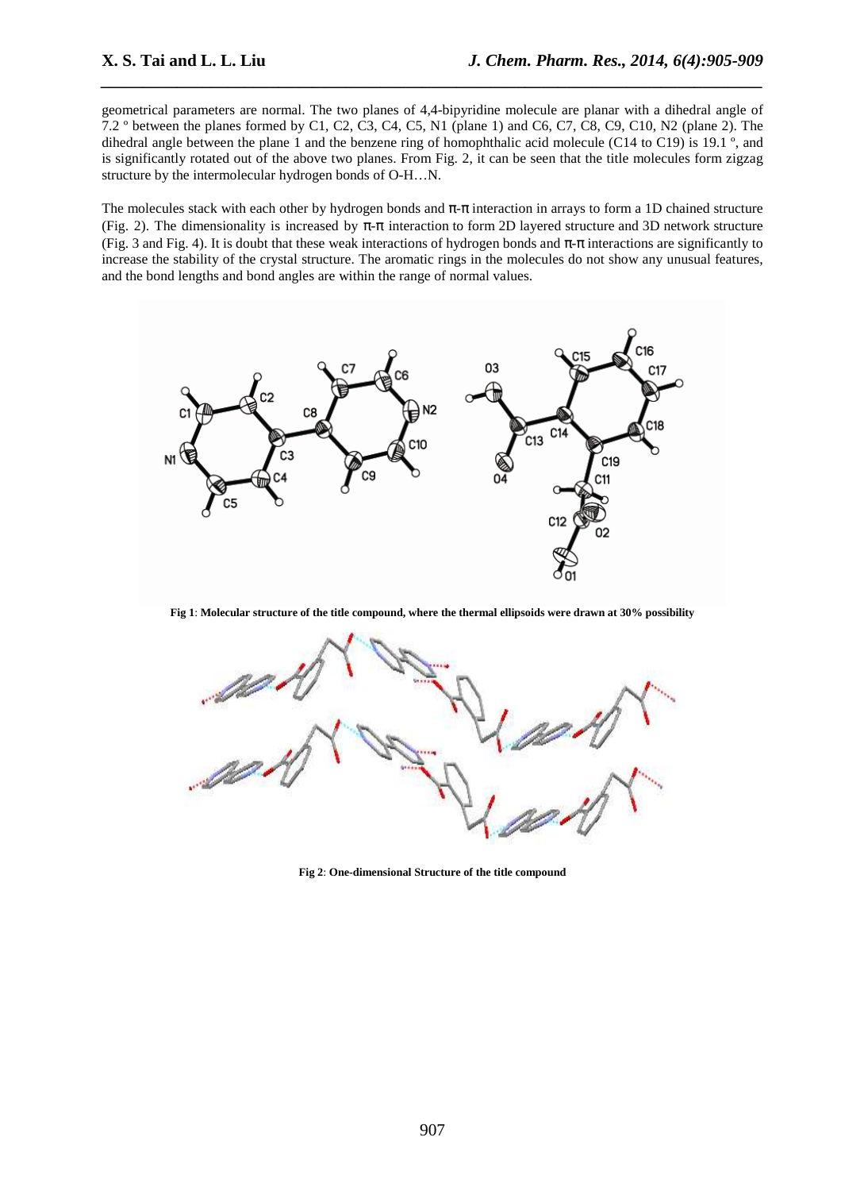geometrical parameters are normal. The two planes of 4,4-bipyridine molecule are planar with a dihedral angle of 7.2 º between the planes formed by C1, C2, C3, C4, C5, N1 (plane 1) and C6, C7, C8, C9, C10, N2 (plane 2). The dihedral angle between the plane 1 and the benzene ring of homophthalic acid molecule (C14 to C19) is 19.1 º, and is significantly rotated out of the above two planes. From Fig. 2, it can be seen that the title molecules form zigzag structure by the intermolecular hydrogen bonds of O-H…N.

The molecules stack with each other by hydrogen bonds and π-π interaction in arrays to form a 1D chained structure (Fig. 2). The dimensionality is increased by π-π interaction to form 2D layered structure and 3D network structure (Fig. 3 and Fig. 4). It is doubt that these weak interactions of hydrogen bonds and π-π interactions are significantly to increase the stability of the crystal structure. The aromatic rings in the molecules do not show any unusual features, and the bond lengths and bond angles are within the range of normal values.

**Fig 1**: **Molecular structure of the title compound, where the thermal ellipsoids were drawn at 30% possibility**

**Fig 2**: **One-dimensional Structure of the title compound**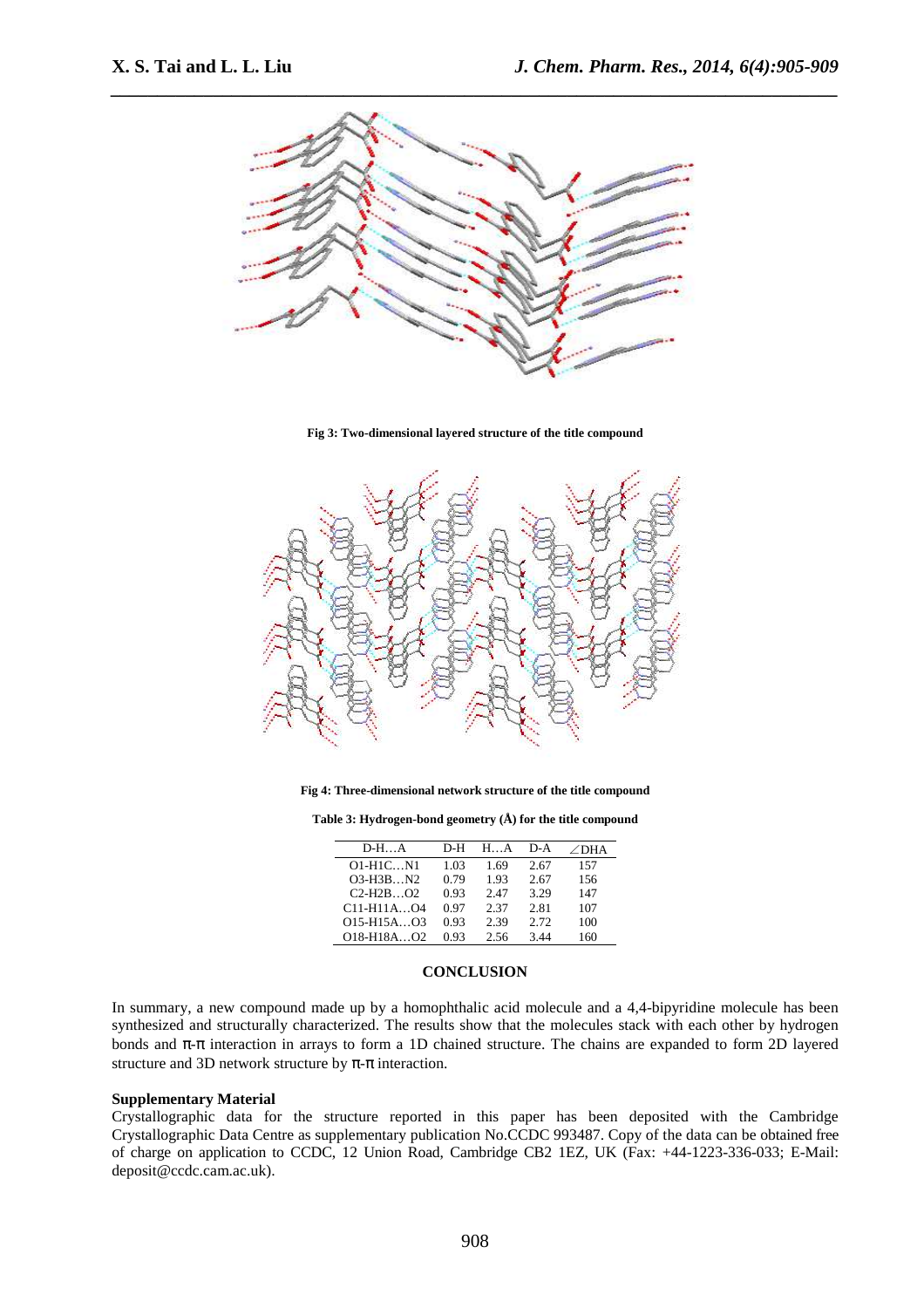Fig 3: Two-dimensional layered structure of the title compound

Fig 4: Three-dimensional network structure of the title compound

**Table 3: Hydrogen-bond geometry (Å) for the title compound**

| D-H…A | D-H | H…A | D-A | ∠DHA |
|---|---|---|---|---|
| O1-H1C…N1 | 1.03 | 1.69 | 2.67 | 157 |
| O3-H3B…N2 | 0.79 | 1.93 | 2.67 | 156 |
| C2-H2B…O2 | 0.93 | 2.47 | 3.29 | 147 |
| C11-H11A…O4 | 0.97 | 2.37 | 2.81 | 107 |
| O15-H15A…O3 | 0.93 | 2.39 | 2.72 | 100 |
| O18-H18A…O2 | 0.93 | 2.56 | 3.44 | 160 |

## CONCLUSION

In summary, a new compound made up by a homophthalic acid molecule and a 4,4-bipyridine molecule has been synthesized and structurally characterized. The results show that the molecules stack with each other by hydrogen bonds and π-π interaction in arrays to form a 1D chained structure. The chains are expanded to form 2D layered structure and 3D network structure by π-π interaction.

**Supplementary Material**

Crystallographic data for the structure reported in this paper has been deposited with the Cambridge Crystallographic Data Centre as supplementary publication No.CCDC 993487. Copy of the data can be obtained free of charge on application to CCDC, 12 Union Road, Cambridge CB2 1EZ, UK (Fax: +44-1223-336-033; E-Mail: deposit@ccdc.cam.ac.uk).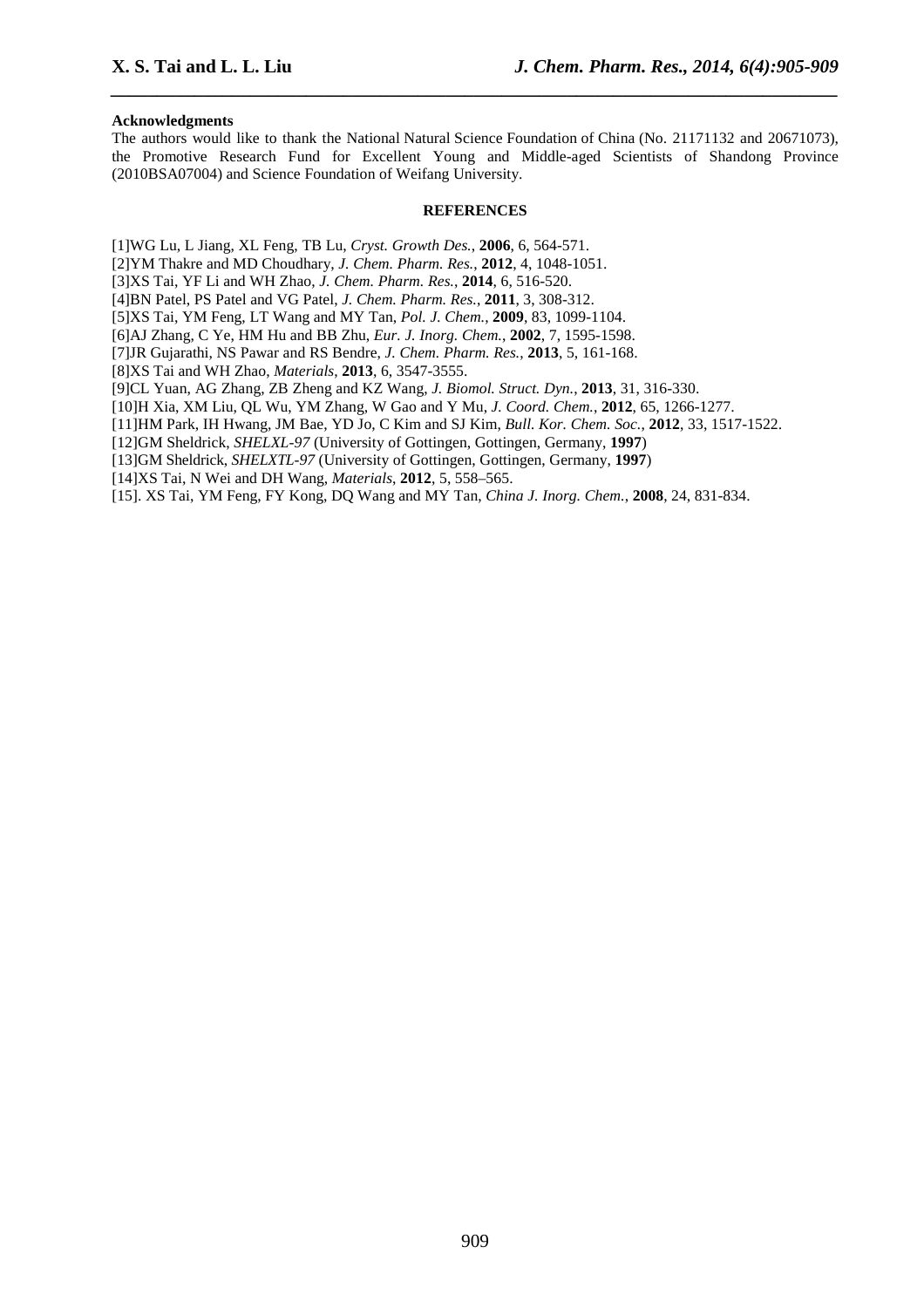**Acknowledgments**

The authors would like to thank the National Natural Science Foundation of China (No. 21171132 and 20671073), the Promotive Research Fund for Excellent Young and Middle-aged Scientists of Shandong Province (2010BSA07004) and Science Foundation of Weifang University.

## REFERENCES

[1]WG Lu, L Jiang, XL Feng, TB Lu, *Cryst. Growth Des.*, **2006**, 6, 564-571.

[2]YM Thakre and MD Choudhary, *J. Chem. Pharm. Res.*, **2012**, 4, 1048-1051.

[3]XS Tai, YF Li and WH Zhao, *J. Chem. Pharm. Res.*, **2014**, 6, 516-520.

[4]BN Patel, PS Patel and VG Patel, *J. Chem. Pharm. Res.*, **2011**, 3, 308-312.

[5]XS Tai, YM Feng, LT Wang and MY Tan, *Pol. J. Chem.*, **2009**, 83, 1099-1104.

[6]AJ Zhang, C Ye, HM Hu and BB Zhu, *Eur. J. Inorg. Chem.*, **2002**, 7, 1595-1598.

[7]JR Gujarathi, NS Pawar and RS Bendre, *J. Chem. Pharm. Res.*, **2013**, 5, 161-168.

[8]XS Tai and WH Zhao, *Materials*, **2013**, 6, 3547-3555.

[9]CL Yuan, AG Zhang, ZB Zheng and KZ Wang, *J. Biomol. Struct. Dyn.*, **2013**, 31, 316-330.

[10]H Xia, XM Liu, QL Wu, YM Zhang, W Gao and Y Mu, *J. Coord. Chem.*, **2012**, 65, 1266-1277.

[11]HM Park, IH Hwang, JM Bae, YD Jo, C Kim and SJ Kim, *Bull. Kor. Chem. Soc.*, **2012**, 33, 1517-1522.

[12]GM Sheldrick, *SHELXL-97* (University of Gottingen, Gottingen, Germany, **1997**)

[13]GM Sheldrick, *SHELXTL-97* (University of Gottingen, Gottingen, Germany, **1997**)

[14]XS Tai, N Wei and DH Wang, *Materials*, **2012**, 5, 558–565.

[15]. XS Tai, YM Feng, FY Kong, DQ Wang and MY Tan, *China J. Inorg. Chem.*, **2008**, 24, 831-834.